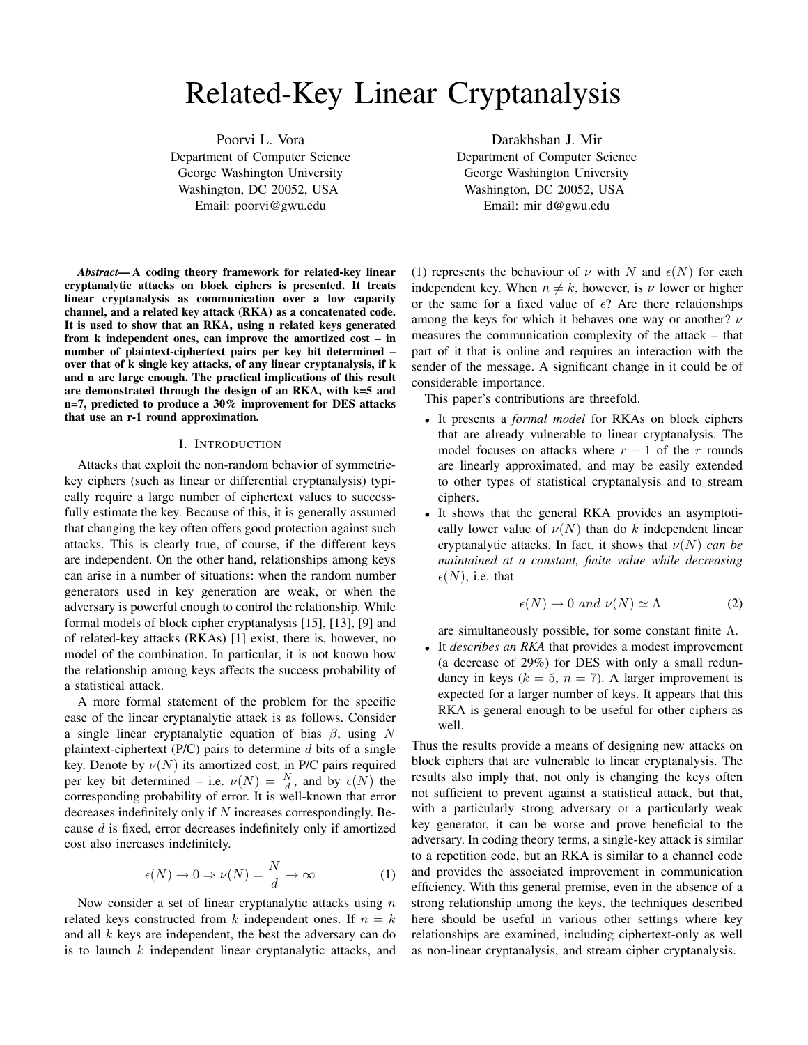# Related-Key Linear Cryptanalysis

Poorvi L. Vora
Department of Computer Science
George Washington University
Washington, DC 20052, USA
Email: poorvi@gwu.edu

Darakhshan J. Mir
Department of Computer Science
George Washington University
Washington, DC 20052, USA
Email: mir_d@gwu.edu

***Abstract*— A coding theory framework for related-key linear cryptanalytic attacks on block ciphers is presented. It treats linear cryptanalysis as communication over a low capacity channel, and a related key attack (RKA) as a concatenated code. It is used to show that an RKA, using n related keys generated from k independent ones, can improve the amortized cost – in number of plaintext-ciphertext pairs per key bit determined – over that of k single key attacks, of any linear cryptanalysis, if k and n are large enough. The practical implications of this result are demonstrated through the design of an RKA, with k=5 and n=7, predicted to produce a 30% improvement for DES attacks that use an r-1 round approximation.**

## I. Introduction

Attacks that exploit the non-random behavior of symmetric-key ciphers (such as linear or differential cryptanalysis) typically require a large number of ciphertext values to successfully estimate the key. Because of this, it is generally assumed that changing the key often offers good protection against such attacks. This is clearly true, of course, if the different keys are independent. On the other hand, relationships among keys can arise in a number of situations: when the random number generators used in key generation are weak, or when the adversary is powerful enough to control the relationship. While formal models of block cipher cryptanalysis [15], [13], [9] and of related-key attacks (RKAs) [1] exist, there is, however, no model of the combination. In particular, it is not known how the relationship among keys affects the success probability of a statistical attack.

A more formal statement of the problem for the specific case of the linear cryptanalytic attack is as follows. Consider a single linear cryptanalytic equation of bias $\beta$, using $N$ plaintext-ciphertext (P/C) pairs to determine $d$ bits of a single key. Denote by $\nu(N)$ its amortized cost, in P/C pairs required per key bit determined – i.e. $\nu(N) = \frac{N}{d}$, and by $\epsilon(N)$ the corresponding probability of error. It is well-known that error decreases indefinitely only if $N$ increases correspondingly. Because $d$ is fixed, error decreases indefinitely only if amortized cost also increases indefinitely.

$$\epsilon(N) \to 0 \Rightarrow \nu(N) = \frac{N}{d} \to \infty \tag{1}$$

Now consider a set of linear cryptanalytic attacks using $n$ related keys constructed from $k$ independent ones. If $n = k$ and all $k$ keys are independent, the best the adversary can do is to launch $k$ independent linear cryptanalytic attacks, and (1) represents the behaviour of $\nu$ with $N$ and $\epsilon(N)$ for each independent key. When $n \neq k$, however, is $\nu$ lower or higher or the same for a fixed value of $\epsilon$? Are there relationships among the keys for which it behaves one way or another? $\nu$ measures the communication complexity of the attack – that part of it that is online and requires an interaction with the sender of the message. A significant change in it could be of considerable importance.

This paper's contributions are threefold.

- It presents a *formal model* for RKAs on block ciphers that are already vulnerable to linear cryptanalysis. The model focuses on attacks where $r - 1$ of the $r$ rounds are linearly approximated, and may be easily extended to other types of statistical cryptanalysis and to stream ciphers.
- It shows that the general RKA provides an asymptotically lower value of $\nu(N)$ than do $k$ independent linear cryptanalytic attacks. In fact, it shows that $\nu(N)$ *can be maintained at a constant, finite value while decreasing* $\epsilon(N)$, i.e. that

$$\epsilon(N) \to 0 \textit{ and } \nu(N) \simeq \Lambda \tag{2}$$

  are simultaneously possible, for some constant finite $\Lambda$.
- It *describes an RKA* that provides a modest improvement (a decrease of 29%) for DES with only a small redundancy in keys ($k = 5$, $n = 7$). A larger improvement is expected for a larger number of keys. It appears that this RKA is general enough to be useful for other ciphers as well.

Thus the results provide a means of designing new attacks on block ciphers that are vulnerable to linear cryptanalysis. The results also imply that, not only is changing the keys often not sufficient to prevent against a statistical attack, but that, with a particularly strong adversary or a particularly weak key generator, it can be worse and prove beneficial to the adversary. In coding theory terms, a single-key attack is similar to a repetition code, but an RKA is similar to a channel code and provides the associated improvement in communication efficiency. With this general premise, even in the absence of a strong relationship among the keys, the techniques described here should be useful in various other settings where key relationships are examined, including ciphertext-only as well as non-linear cryptanalysis, and stream cipher cryptanalysis.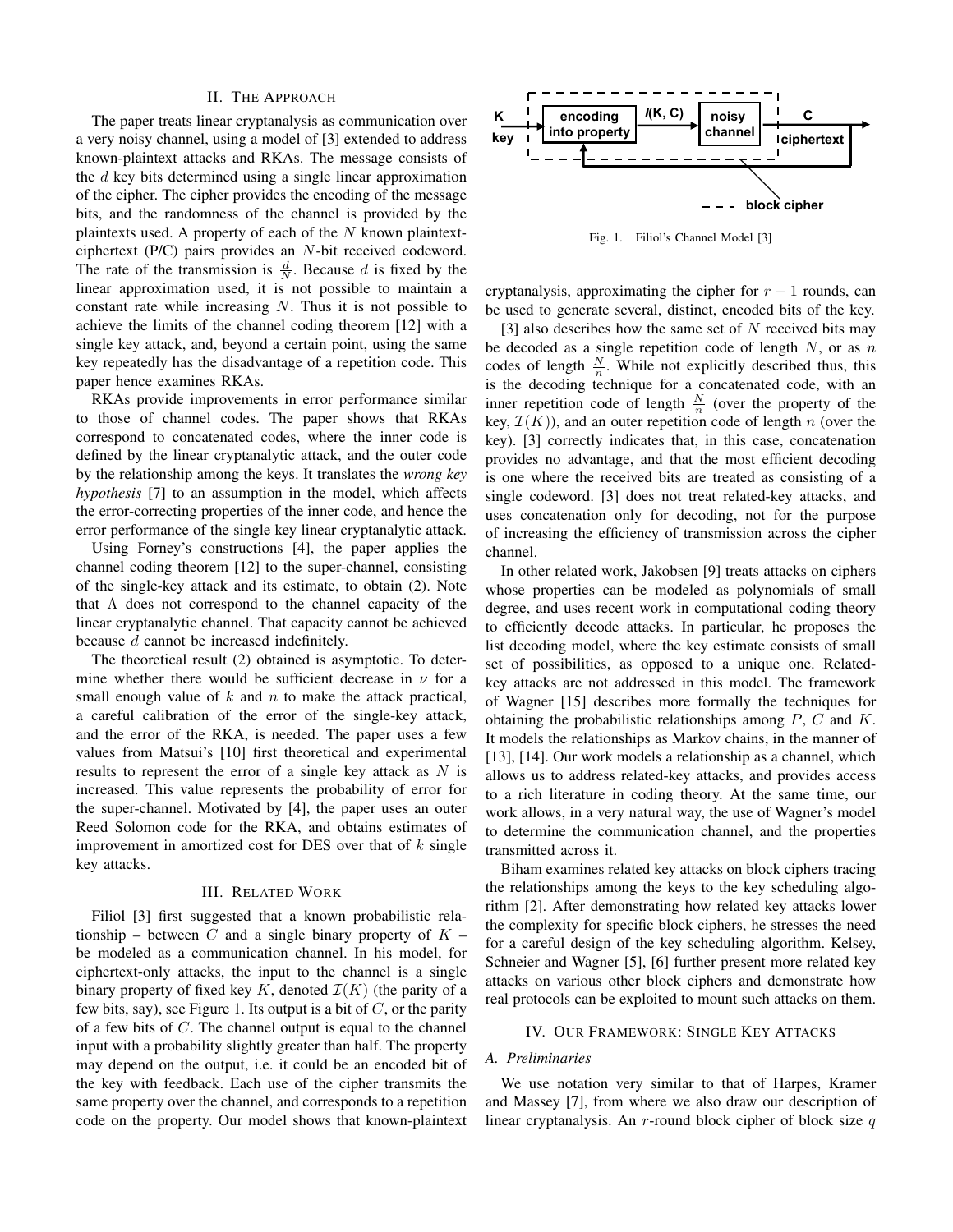## II. The Approach

The paper treats linear cryptanalysis as communication over a very noisy channel, using a model of [3] extended to address known-plaintext attacks and RKAs. The message consists of the $d$ key bits determined using a single linear approximation of the cipher. The cipher provides the encoding of the message bits, and the randomness of the channel is provided by the plaintexts used. A property of each of the $N$ known plaintext-ciphertext (P/C) pairs provides an $N$-bit received codeword. The rate of the transmission is $\frac{d}{N}$. Because $d$ is fixed by the linear approximation used, it is not possible to maintain a constant rate while increasing $N$. Thus it is not possible to achieve the limits of the channel coding theorem [12] with a single key attack, and, beyond a certain point, using the same key repeatedly has the disadvantage of a repetition code. This paper hence examines RKAs.

RKAs provide improvements in error performance similar to those of channel codes. The paper shows that RKAs correspond to concatenated codes, where the inner code is defined by the linear cryptanalytic attack, and the outer code by the relationship among the keys. It translates the *wrong key hypothesis* [7] to an assumption in the model, which affects the error-correcting properties of the inner code, and hence the error performance of the single key linear cryptanalytic attack.

Using Forney's constructions [4], the paper applies the channel coding theorem [12] to the super-channel, consisting of the single-key attack and its estimate, to obtain (2). Note that $\Lambda$ does not correspond to the channel capacity of the linear cryptanalytic channel. That capacity cannot be achieved because $d$ cannot be increased indefinitely.

The theoretical result (2) obtained is asymptotic. To determine whether there would be sufficient decrease in $\nu$ for a small enough value of $k$ and $n$ to make the attack practical, a careful calibration of the error of the single-key attack, and the error of the RKA, is needed. The paper uses a few values from Matsui's [10] first theoretical and experimental results to represent the error of a single key attack as $N$ is increased. This value represents the probability of error for the super-channel. Motivated by [4], the paper uses an outer Reed Solomon code for the RKA, and obtains estimates of improvement in amortized cost for DES over that of $k$ single key attacks.

## III. Related Work

Filiol [3] first suggested that a known probabilistic relationship – between $C$ and a single binary property of $K$ – be modeled as a communication channel. In his model, for ciphertext-only attacks, the input to the channel is a single binary property of fixed key $K$, denoted $\mathcal{I}(K)$ (the parity of a few bits, say), see Figure 1. Its output is a bit of $C$, or the parity of a few bits of $C$. The channel output is equal to the channel input with a probability slightly greater than half. The property may depend on the output, i.e. it could be an encoded bit of the key with feedback. Each use of the cipher transmits the same property over the channel, and corresponds to a repetition code on the property. Our model shows that known-plaintext cryptanalysis, approximating the cipher for $r-1$ rounds, can be used to generate several, distinct, encoded bits of the key.

Fig. 1. Filiol's Channel Model [3]

[3] also describes how the same set of $N$ received bits may be decoded as a single repetition code of length $N$, or as $n$ codes of length $\frac{N}{n}$. While not explicitly described thus, this is the decoding technique for a concatenated code, with an inner repetition code of length $\frac{N}{n}$ (over the property of the key, $\mathcal{I}(K)$), and an outer repetition code of length $n$ (over the key). [3] correctly indicates that, in this case, concatenation provides no advantage, and that the most efficient decoding is one where the received bits are treated as consisting of a single codeword. [3] does not treat related-key attacks, and uses concatenation only for decoding, not for the purpose of increasing the efficiency of transmission across the cipher channel.

In other related work, Jakobsen [9] treats attacks on ciphers whose properties can be modeled as polynomials of small degree, and uses recent work in computational coding theory to efficiently decode attacks. In particular, he proposes the list decoding model, where the key estimate consists of small set of possibilities, as opposed to a unique one. Related-key attacks are not addressed in this model. The framework of Wagner [15] describes more formally the techniques for obtaining the probabilistic relationships among $P$, $C$ and $K$. It models the relationships as Markov chains, in the manner of [13], [14]. Our work models a relationship as a channel, which allows us to address related-key attacks, and provides access to a rich literature in coding theory. At the same time, our work allows, in a very natural way, the use of Wagner's model to determine the communication channel, and the properties transmitted across it.

Biham examines related key attacks on block ciphers tracing the relationships among the keys to the key scheduling algorithm [2]. After demonstrating how related key attacks lower the complexity for specific block ciphers, he stresses the need for a careful design of the key scheduling algorithm. Kelsey, Schneier and Wagner [5], [6] further present more related key attacks on various other block ciphers and demonstrate how real protocols can be exploited to mount such attacks on them.

## IV. Our Framework: Single Key Attacks

### A. Preliminaries

We use notation very similar to that of Harpes, Kramer and Massey [7], from where we also draw our description of linear cryptanalysis. An $r$-round block cipher of block size $q$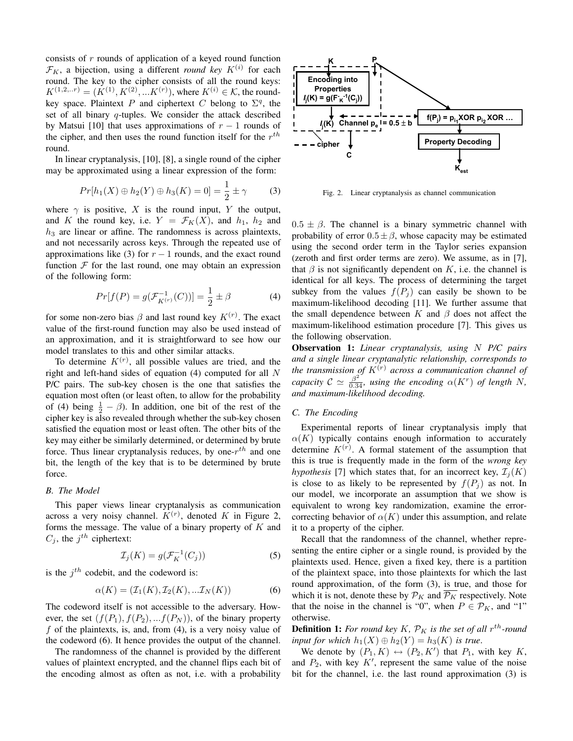consists of $r$ rounds of application of a keyed round function $\mathcal{F}_K$, a bijection, using a different *round key* $K^{(i)}$ for each round. The key to the cipher consists of all the round keys: $K^{(1,2,..r)} = (K^{(1)}, K^{(2)}, ...K^{(r)})$, where $K^{(i)} \in \mathcal{K}$, the round-key space. Plaintext $P$ and ciphertext $C$ belong to $\Sigma^q$, the set of all binary $q$-tuples. We consider the attack described by Matsui [10] that uses approximations of $r-1$ rounds of the cipher, and then uses the round function itself for the $r^{th}$ round.

In linear cryptanalysis, [10], [8], a single round of the cipher may be approximated using a linear expression of the form:

$$Pr[h_1(X) \oplus h_2(Y) \oplus h_3(K) = 0] = \frac{1}{2} \pm \gamma \qquad (3)$$

where $\gamma$ is positive, $X$ is the round input, $Y$ the output, and $K$ the round key, i.e. $Y = \mathcal{F}_K(X)$, and $h_1$, $h_2$ and $h_3$ are linear or affine. The randomness is across plaintexts, and not necessarily across keys. Through the repeated use of approximations like (3) for $r-1$ rounds, and the exact round function $\mathcal{F}$ for the last round, one may obtain an expression of the following form:

$$Pr[f(P) = g(\mathcal{F}^{-1}_{K^{(r)}}(C))] = \frac{1}{2} \pm \beta \qquad (4)$$

for some non-zero bias $\beta$ and last round key $K^{(r)}$. The exact value of the first-round function may also be used instead of an approximation, and it is straightforward to see how our model translates to this and other similar attacks.

To determine $K^{(r)}$, all possible values are tried, and the right and left-hand sides of equation (4) computed for all $N$ P/C pairs. The sub-key chosen is the one that satisfies the equation most often (or least often, to allow for the probability of (4) being $\frac{1}{2} - \beta$). In addition, one bit of the rest of the cipher key is also revealed through whether the sub-key chosen satisfied the equation most or least often. The other bits of the key may either be similarly determined, or determined by brute force. Thus linear cryptanalysis reduces, by one-$r^{th}$ and one bit, the length of the key that is to be determined by brute force.

### B. The Model

This paper views linear cryptanalysis as communication across a very noisy channel. $K^{(r)}$, denoted $K$ in Figure 2, forms the message. The value of a binary property of $K$ and $C_j$, the $j^{th}$ ciphertext:

$$\mathcal{I}_j(K) = g(\mathcal{F}^{-1}_K(C_j)) \qquad (5)$$

is the $j^{th}$ codebit, and the codeword is:

$$\alpha(K) = (\mathcal{I}_1(K), \mathcal{I}_2(K), ...\mathcal{I}_N(K)) \qquad (6)$$

The codeword itself is not accessible to the adversary. However, the set $(f(P_1), f(P_2), ...f(P_N))$, of the binary property $f$ of the plaintexts, is, and, from (4), is a very noisy value of the codeword (6). It hence provides the output of the channel.

The randomness of the channel is provided by the different values of plaintext encrypted, and the channel flips each bit of the encoding almost as often as not, i.e. with a probability $0.5 \pm \beta$. The channel is a binary symmetric channel with probability of error $0.5 \pm \beta$, whose capacity may be estimated using the second order term in the Taylor series expansion (zeroth and first order terms are zero). We assume, as in [7], that $\beta$ is not significantly dependent on $K$, i.e. the channel is identical for all keys. The process of determining the target subkey from the values $f(P_j)$ can easily be shown to be maximum-likelihood decoding [11]. We further assume that the small dependence between $K$ and $\beta$ does not affect the maximum-likelihood estimation procedure [7]. This gives us the following observation.

Fig. 2. Linear cryptanalysis as channel communication

**Observation 1:** *Linear cryptanalysis, using $N$ P/C pairs and a single linear cryptanalytic relationship, corresponds to the transmission of $K^{(r)}$ across a communication channel of capacity $\mathcal{C} \simeq \frac{\beta^2}{0.34}$, using the encoding $\alpha(K^r)$ of length $N$, and maximum-likelihood decoding.*

### C. The Encoding

Experimental reports of linear cryptanalysis imply that $\alpha(K)$ typically contains enough information to accurately determine $K^{(r)}$. A formal statement of the assumption that this is true is frequently made in the form of the *wrong key hypothesis* [7] which states that, for an incorrect key, $\mathcal{I}_j(K)$ is close to as likely to be represented by $f(P_j)$ as not. In our model, we incorporate an assumption that we show is equivalent to wrong key randomization, examine the error-correcting behavior of $\alpha(K)$ under this assumption, and relate it to a property of the cipher.

Recall that the randomness of the channel, whether representing the entire cipher or a single round, is provided by the plaintexts used. Hence, given a fixed key, there is a partition of the plaintext space, into those plaintexts for which the last round approximation, of the form (3), is true, and those for which it is not, denote these by $\mathcal{P}_K$ and $\overline{\mathcal{P}_K}$ respectively. Note that the noise in the channel is "0", when $P \in \mathcal{P}_K$, and "1" otherwise.

**Definition 1:** *For round key $K$, $\mathcal{P}_K$ is the set of all $r^{th}$-round input for which $h_1(X) \oplus h_2(Y) = h_3(K)$ is true.*

We denote by $(P_1, K) \leftrightarrow (P_2, K')$ that $P_1$, with key $K$, and $P_2$, with key $K'$, represent the same value of the noise bit for the channel, i.e. the last round approximation (3) is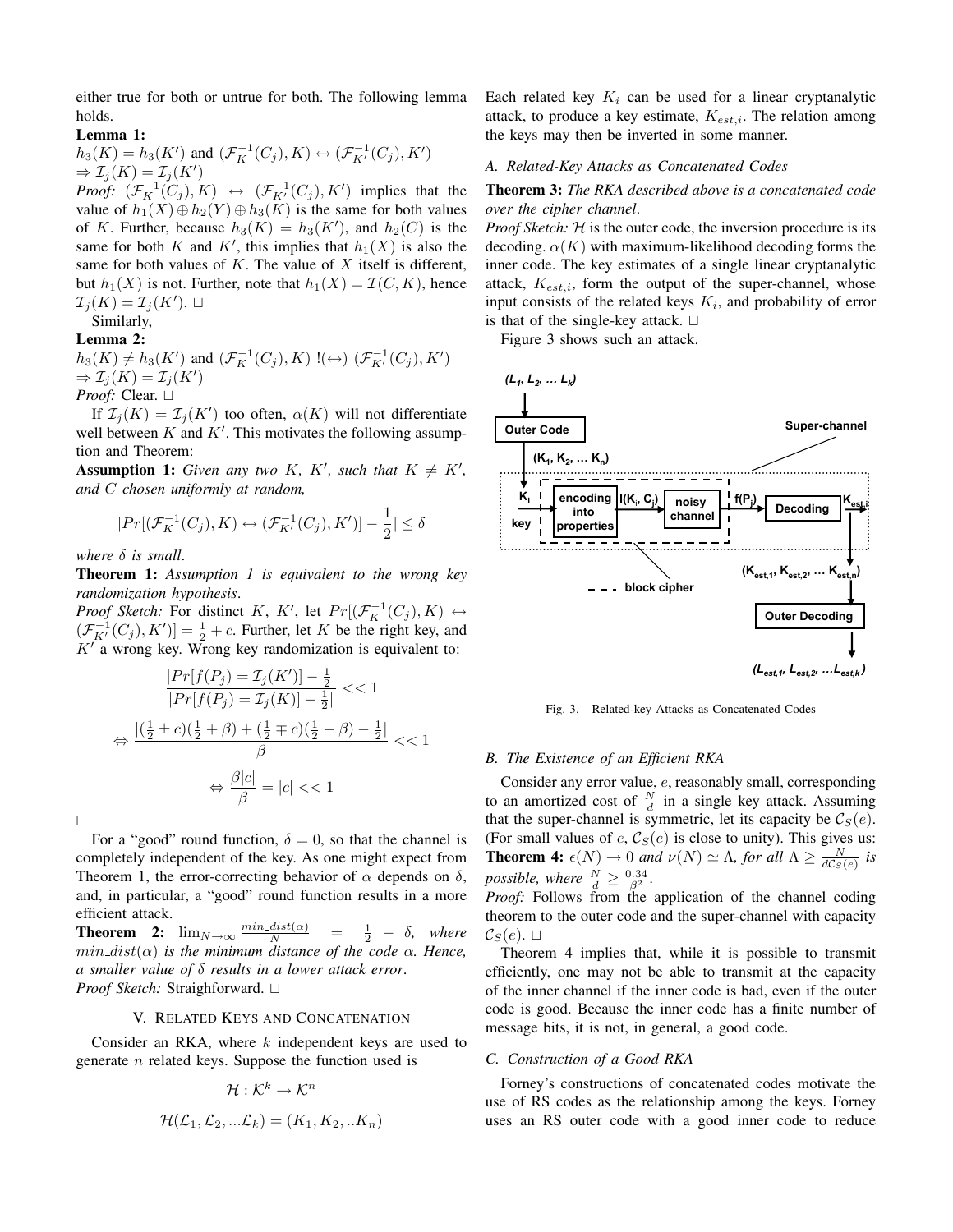either true for both or untrue for both. The following lemma holds.

**Lemma 1:**
$h_3(K) = h_3(K')$ and $(\mathcal{F}_K^{-1}(C_j), K) \leftrightarrow (\mathcal{F}_{K'}^{-1}(C_j), K')$
$\Rightarrow \mathcal{I}_j(K) = \mathcal{I}_j(K')$

*Proof:* $(\mathcal{F}_K^{-1}(C_j), K) \leftrightarrow (\mathcal{F}_{K'}^{-1}(C_j), K')$ implies that the value of $h_1(X) \oplus h_2(Y) \oplus h_3(K)$ is the same for both values of $K$. Further, because $h_3(K) = h_3(K')$, and $h_2(C)$ is the same for both $K$ and $K'$, this implies that $h_1(X)$ is also the same for both values of $K$. The value of $X$ itself is different, but $h_1(X)$ is not. Further, note that $h_1(X) = \mathcal{I}(C, K)$, hence $\mathcal{I}_j(K) = \mathcal{I}_j(K')$. ⊔

Similarly,

**Lemma 2:**
$h_3(K) \neq h_3(K')$ and $(\mathcal{F}_K^{-1}(C_j), K)$ $!(\leftrightarrow)$ $(\mathcal{F}_{K'}^{-1}(C_j), K')$
$\Rightarrow \mathcal{I}_j(K) = \mathcal{I}_j(K')$

*Proof:* Clear. ⊔

If $\mathcal{I}_j(K) = \mathcal{I}_j(K')$ too often, $\alpha(K)$ will not differentiate well between $K$ and $K'$. This motivates the following assumption and Theorem:

**Assumption 1:** *Given any two $K$, $K'$, such that $K \neq K'$, and $C$ chosen uniformly at random,*

$$|Pr[(\mathcal{F}_K^{-1}(C_j), K) \leftrightarrow (\mathcal{F}_{K'}^{-1}(C_j), K')] - \frac{1}{2}| \leq \delta$$

*where $\delta$ is small.*

**Theorem 1:** *Assumption 1 is equivalent to the wrong key randomization hypothesis.*

*Proof Sketch:* For distinct $K$, $K'$, let $Pr[(\mathcal{F}_K^{-1}(C_j), K) \leftrightarrow (\mathcal{F}_{K'}^{-1}(C_j), K')] = \frac{1}{2} + c$. Further, let $K$ be the right key, and $K'$ a wrong key. Wrong key randomization is equivalent to:

$$\frac{|Pr[f(P_j) = \mathcal{I}_j(K')] - \frac{1}{2}|}{|Pr[f(P_j) = \mathcal{I}_j(K)] - \frac{1}{2}|} << 1$$

$$\Leftrightarrow \frac{|(\frac{1}{2} \pm c)(\frac{1}{2} + \beta) + (\frac{1}{2} \mp c)(\frac{1}{2} - \beta) - \frac{1}{2}|}{\beta} << 1$$

$$\Leftrightarrow \frac{\beta |c|}{\beta} = |c| << 1$$

⊔

For a "good" round function, $\delta = 0$, so that the channel is completely independent of the key. As one might expect from Theorem 1, the error-correcting behavior of $\alpha$ depends on $\delta$, and, in particular, a "good" round function results in a more efficient attack.

**Theorem 2:** $\lim_{N \to \infty} \frac{min\_dist(\alpha)}{N} = \frac{1}{2} - \delta$, *where $min\_dist(\alpha)$ is the minimum distance of the code $\alpha$. Hence, a smaller value of $\delta$ results in a lower attack error.*

*Proof Sketch:* Straighforward. ⊔

## V. Related Keys and Concatenation

Consider an RKA, where $k$ independent keys are used to generate $n$ related keys. Suppose the function used is

$$\mathcal{H} : \mathcal{K}^k \to \mathcal{K}^n$$

$$\mathcal{H}(\mathcal{L}_1, \mathcal{L}_2, ...\mathcal{L}_k) = (K_1, K_2, ..K_n)$$

Each related key $K_i$ can be used for a linear cryptanalytic attack, to produce a key estimate, $K_{est,i}$. The relation among the keys may then be inverted in some manner.

### A. Related-Key Attacks as Concatenated Codes

**Theorem 3:** *The RKA described above is a concatenated code over the cipher channel.*

*Proof Sketch:* $\mathcal{H}$ is the outer code, the inversion procedure is its decoding. $\alpha(K)$ with maximum-likelihood decoding forms the inner code. The key estimates of a single linear cryptanalytic attack, $K_{est,i}$, form the output of the super-channel, whose input consists of the related keys $K_i$, and probability of error is that of the single-key attack. ⊔

Figure 3 shows such an attack.

Fig. 3. Related-key Attacks as Concatenated Codes

### B. The Existence of an Efficient RKA

Consider any error value, $e$, reasonably small, corresponding to an amortized cost of $\frac{N}{d}$ in a single key attack. Assuming that the super-channel is symmetric, let its capacity be $\mathcal{C}_S(e)$. (For small values of $e$, $\mathcal{C}_S(e)$ is close to unity). This gives us:

**Theorem 4:** $\epsilon(N) \to 0$ *and* $\nu(N) \simeq \Lambda$, *for all* $\Lambda \geq \frac{N}{d\mathcal{C}_S(e)}$ *is possible, where* $\frac{N}{d} \geq \frac{0.34}{\beta^2}$.

*Proof:* Follows from the application of the channel coding theorem to the outer code and the super-channel with capacity $\mathcal{C}_S(e)$. ⊔

Theorem 4 implies that, while it is possible to transmit efficiently, one may not be able to transmit at the capacity of the inner channel if the inner code is bad, even if the outer code is good. Because the inner code has a finite number of message bits, it is not, in general, a good code.

### C. Construction of a Good RKA

Forney's constructions of concatenated codes motivate the use of RS codes as the relationship among the keys. Forney uses an RS outer code with a good inner code to reduce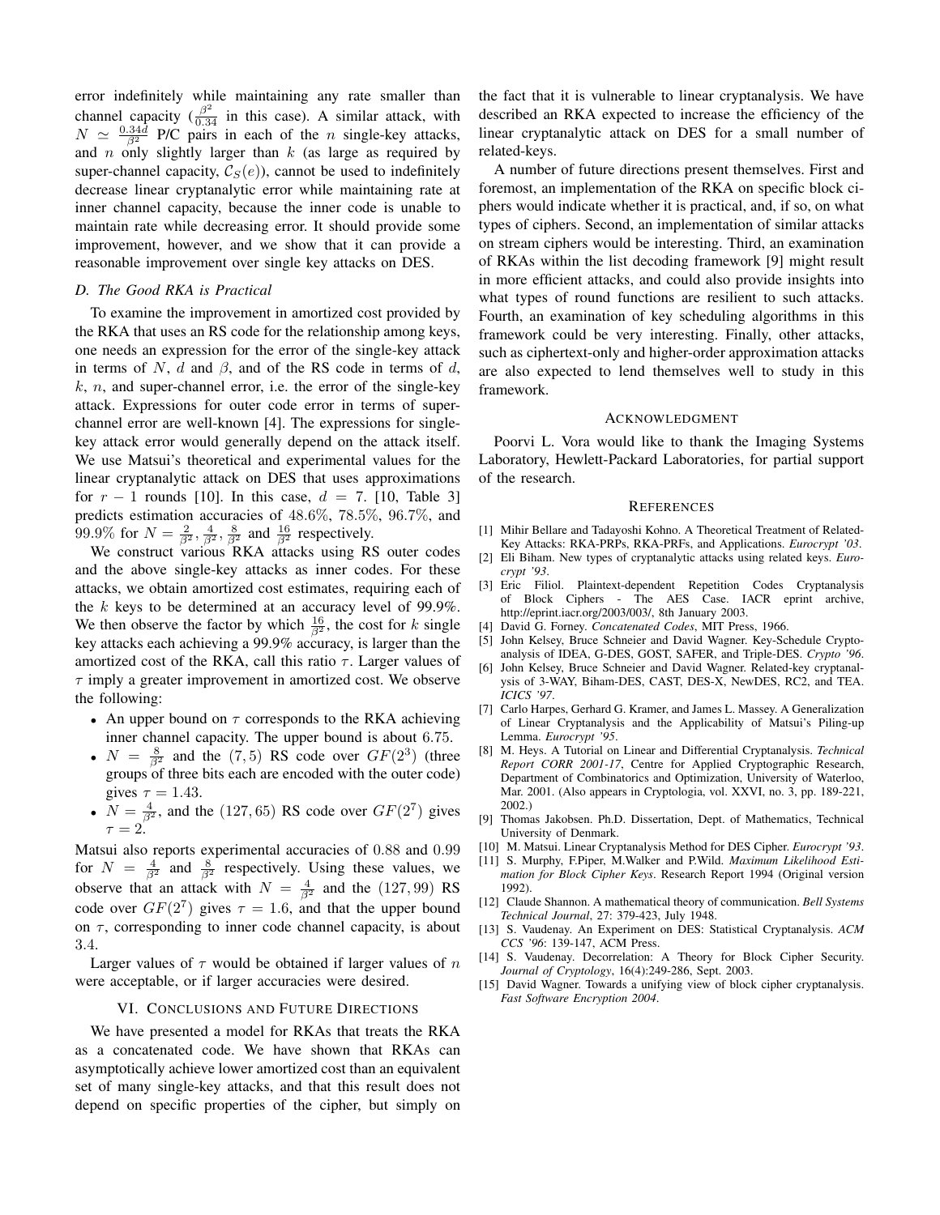error indefinitely while maintaining any rate smaller than channel capacity ($\frac{\beta^2}{0.34}$ in this case). A similar attack, with $N \simeq \frac{0.34d}{\beta^2}$ P/C pairs in each of the $n$ single-key attacks, and $n$ only slightly larger than $k$ (as large as required by super-channel capacity, $\mathcal{C}_S(e)$), cannot be used to indefinitely decrease linear cryptanalytic error while maintaining rate at inner channel capacity, because the inner code is unable to maintain rate while decreasing error. It should provide some improvement, however, and we show that it can provide a reasonable improvement over single key attacks on DES.

### D. The Good RKA is Practical

To examine the improvement in amortized cost provided by the RKA that uses an RS code for the relationship among keys, one needs an expression for the error of the single-key attack in terms of $N$, $d$ and $\beta$, and of the RS code in terms of $d$, $k$, $n$, and super-channel error, i.e. the error of the single-key attack. Expressions for outer code error in terms of super-channel error are well-known [4]. The expressions for single-key attack error would generally depend on the attack itself. We use Matsui's theoretical and experimental values for the linear cryptanalytic attack on DES that uses approximations for $r-1$ rounds [10]. In this case, $d = 7$. [10, Table 3] predicts estimation accuracies of 48.6%, 78.5%, 96.7%, and 99.9% for $N = \frac{2}{\beta^2}, \frac{4}{\beta^2}, \frac{8}{\beta^2}$ and $\frac{16}{\beta^2}$ respectively.

We construct various RKA attacks using RS outer codes and the above single-key attacks as inner codes. For these attacks, we obtain amortized cost estimates, requiring each of the $k$ keys to be determined at an accuracy level of 99.9%. We then observe the factor by which $\frac{16}{\beta^2}$, the cost for $k$ single key attacks each achieving a 99.9% accuracy, is larger than the amortized cost of the RKA, call this ratio $\tau$. Larger values of $\tau$ imply a greater improvement in amortized cost. We observe the following:

- An upper bound on $\tau$ corresponds to the RKA achieving inner channel capacity. The upper bound is about 6.75.
- $N = \frac{8}{\beta^2}$ and the $(7, 5)$ RS code over $GF(2^3)$ (three groups of three bits each are encoded with the outer code) gives $\tau = 1.43$.
- $N = \frac{4}{\beta^2}$, and the $(127, 65)$ RS code over $GF(2^7)$ gives $\tau = 2$.

Matsui also reports experimental accuracies of 0.88 and 0.99 for $N = \frac{4}{\beta^2}$ and $\frac{8}{\beta^2}$ respectively. Using these values, we observe that an attack with $N = \frac{4}{\beta^2}$ and the $(127, 99)$ RS code over $GF(2^7)$ gives $\tau = 1.6$, and that the upper bound on $\tau$, corresponding to inner code channel capacity, is about 3.4.

Larger values of $\tau$ would be obtained if larger values of $n$ were acceptable, or if larger accuracies were desired.

## VI. Conclusions and Future Directions

We have presented a model for RKAs that treats the RKA as a concatenated code. We have shown that RKAs can asymptotically achieve lower amortized cost than an equivalent set of many single-key attacks, and that this result does not depend on specific properties of the cipher, but simply on the fact that it is vulnerable to linear cryptanalysis. We have described an RKA expected to increase the efficiency of the linear cryptanalytic attack on DES for a small number of related-keys.

A number of future directions present themselves. First and foremost, an implementation of the RKA on specific block ciphers would indicate whether it is practical, and, if so, on what types of ciphers. Second, an implementation of similar attacks on stream ciphers would be interesting. Third, an examination of RKAs within the list decoding framework [9] might result in more efficient attacks, and could also provide insights into what types of round functions are resilient to such attacks. Fourth, an examination of key scheduling algorithms in this framework could be very interesting. Finally, other attacks, such as ciphertext-only and higher-order approximation attacks are also expected to lend themselves well to study in this framework.

## Acknowledgment

Poorvi L. Vora would like to thank the Imaging Systems Laboratory, Hewlett-Packard Laboratories, for partial support of the research.

## References

[1] Mihir Bellare and Tadayoshi Kohno. A Theoretical Treatment of Related-Key Attacks: RKA-PRPs, RKA-PRFs, and Applications. *Eurocrypt '03*.

[2] Eli Biham. New types of cryptanalytic attacks using related keys. *Eurocrypt '93*.

[3] Eric Filiol. Plaintext-dependent Repetition Codes Cryptanalysis of Block Ciphers - The AES Case. IACR eprint archive, http://eprint.iacr.org/2003/003/, 8th January 2003.

[4] David G. Forney. *Concatenated Codes*, MIT Press, 1966.

[5] John Kelsey, Bruce Schneier and David Wagner. Key-Schedule Cryptoanalysis of IDEA, G-DES, GOST, SAFER, and Triple-DES. *Crypto '96*.

[6] John Kelsey, Bruce Schneier and David Wagner. Related-key cryptanalysis of 3-WAY, Biham-DES, CAST, DES-X, NewDES, RC2, and TEA. *ICICS '97*.

[7] Carlo Harpes, Gerhard G. Kramer, and James L. Massey. A Generalization of Linear Cryptanalysis and the Applicability of Matsui's Piling-up Lemma. *Eurocrypt '95*.

[8] M. Heys. A Tutorial on Linear and Differential Cryptanalysis. *Technical Report CORR 2001-17*, Centre for Applied Cryptographic Research, Department of Combinatorics and Optimization, University of Waterloo, Mar. 2001. (Also appears in Cryptologia, vol. XXVI, no. 3, pp. 189-221, 2002.)

[9] Thomas Jakobsen. Ph.D. Dissertation, Dept. of Mathematics, Technical University of Denmark.

[10] M. Matsui. Linear Cryptanalysis Method for DES Cipher. *Eurocrypt '93*.

[11] S. Murphy, F.Piper, M.Walker and P.Wild. *Maximum Likelihood Estimation for Block Cipher Keys*. Research Report 1994 (Original version 1992).

[12] Claude Shannon. A mathematical theory of communication. *Bell Systems Technical Journal*, 27: 379-423, July 1948.

[13] S. Vaudenay. An Experiment on DES: Statistical Cryptanalysis. *ACM CCS '96*: 139-147, ACM Press.

[14] S. Vaudenay. Decorrelation: A Theory for Block Cipher Security. *Journal of Cryptology*, 16(4):249-286, Sept. 2003.

[15] David Wagner. Towards a unifying view of block cipher cryptanalysis. *Fast Software Encryption 2004*.